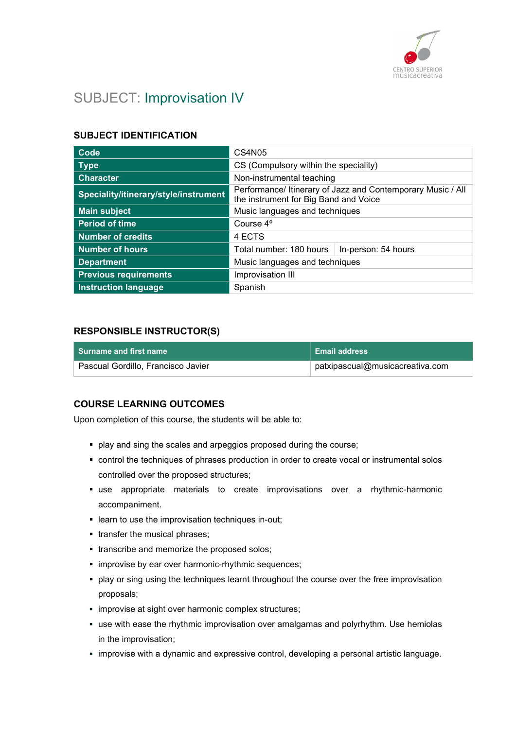# SUBJECT: Improvisation IV

## SUBJECT IDENTIFICATION

| | | |
|---|---|---|
| **Code** | CS4N05 | |
| **Type** | CS (Compulsory within the speciality) | |
| **Character** | Non-instrumental teaching | |
| **Speciality/itinerary/style/instrument** | Performance/ Itinerary of Jazz and Contemporary Music / All the instrument for Big Band and Voice | |
| **Main subject** | Music languages and techniques | |
| **Period of time** | Course 4º | |
| **Number of credits** | 4 ECTS | |
| **Number of hours** | Total number: 180 hours | In-person: 54 hours |
| **Department** | Music languages and techniques | |
| **Previous requirements** | Improvisation III | |
| **Instruction language** | Spanish | |

## RESPONSIBLE INSTRUCTOR(S)

| Surname and first name | Email address |
|---|---|
| Pascual Gordillo, Francisco Javier | patxipascual@musicacreativa.com |

## COURSE LEARNING OUTCOMES

Upon completion of this course, the students will be able to:

- play and sing the scales and arpeggios proposed during the course;
- control the techniques of phrases production in order to create vocal or instrumental solos controlled over the proposed structures;
- use appropriate materials to create improvisations over a rhythmic-harmonic accompaniment.
- learn to use the improvisation techniques in-out;
- transfer the musical phrases;
- transcribe and memorize the proposed solos;
- improvise by ear over harmonic-rhythmic sequences;
- play or sing using the techniques learnt throughout the course over the free improvisation proposals;
- improvise at sight over harmonic complex structures;
- use with ease the rhythmic improvisation over amalgamas and polyrhythm. Use hemiolas in the improvisation;
- improvise with a dynamic and expressive control, developing a personal artistic language.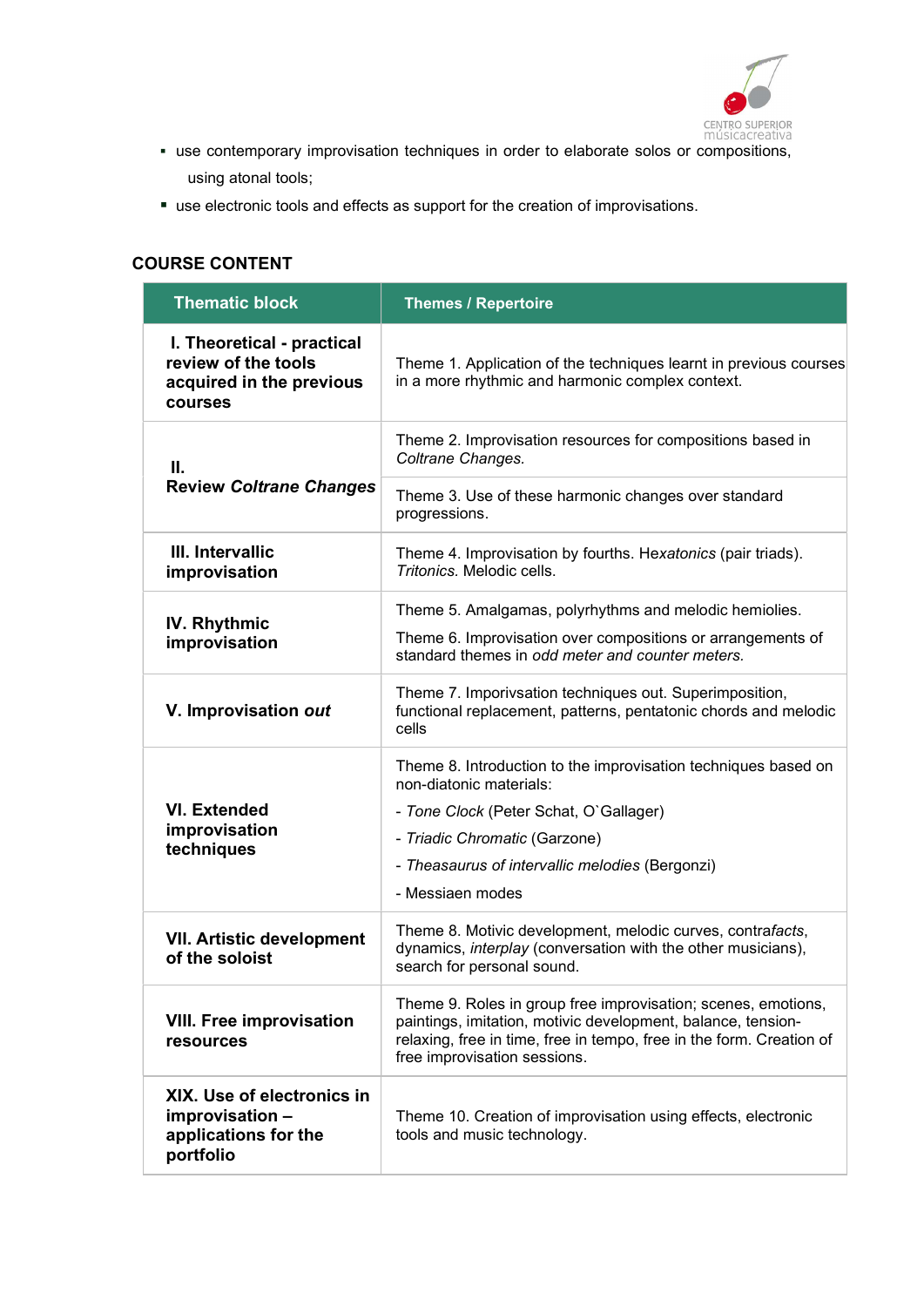- use contemporary improvisation techniques in order to elaborate solos or compositions, using atonal tools;
- use electronic tools and effects as support for the creation of improvisations.

## COURSE CONTENT

| Thematic block | Themes / Repertoire |
|---|---|
| **I. Theoretical - practical review of the tools acquired in the previous courses** | Theme 1. Application of the techniques learnt in previous courses in a more rhythmic and harmonic complex context. |
| **II. Review *Coltrane Changes*** | Theme 2. Improvisation resources for compositions based in *Coltrane Changes.* |
| | Theme 3. Use of these harmonic changes over standard progressions. |
| **III. Intervallic improvisation** | Theme 4. Improvisation by fourths. He*xatonics* (pair triads). *Tritonics.* Melodic cells. |
| **IV. Rhythmic improvisation** | Theme 5. Amalgamas, polyrhythms and melodic hemiolies.<br>Theme 6. Improvisation over compositions or arrangements of standard themes in *odd meter and counter meters.* |
| **V. Improvisation *out*** | Theme 7. Imporivsation techniques out. Superimposition, functional replacement, patterns, pentatonic chords and melodic cells |
| **VI. Extended improvisation techniques** | Theme 8. Introduction to the improvisation techniques based on non-diatonic materials:<br>- *Tone Clock* (Peter Schat, O`Gallager)<br>- *Triadic Chromatic* (Garzone)<br>- *Theasaurus of intervallic melodies* (Bergonzi)<br>- Messiaen modes |
| **VII. Artistic development of the soloist** | Theme 8. Motivic development, melodic curves, contra*facts*, dynamics, *interplay* (conversation with the other musicians), search for personal sound. |
| **VIII. Free improvisation resources** | Theme 9. Roles in group free improvisation; scenes, emotions, paintings, imitation, motivic development, balance, tension-relaxing, free in time, free in tempo, free in the form. Creation of free improvisation sessions. |
| **XIX. Use of electronics in improvisation – applications for the portfolio** | Theme 10. Creation of improvisation using effects, electronic tools and music technology. |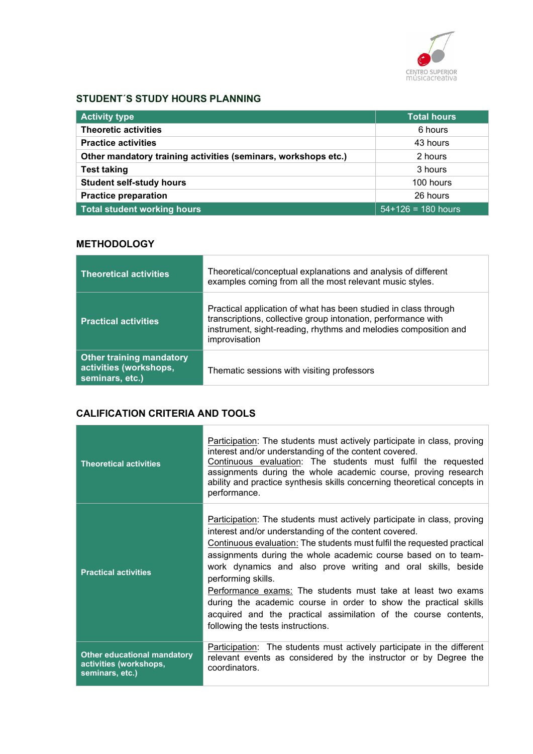## STUDENT´S STUDY HOURS PLANNING

| Activity type | Total hours |
|---|---|
| **Theoretic activities** | 6 hours |
| **Practice activities** | 43 hours |
| **Other mandatory training activities (seminars, workshops etc.)** | 2 hours |
| **Test taking** | 3 hours |
| **Student self-study hours** | 100 hours |
| **Practice preparation** | 26 hours |
| **Total student working hours** | 54+126 = 180 hours |

## METHODOLOGY

| | |
|---|---|
| **Theoretical activities** | Theoretical/conceptual explanations and analysis of different examples coming from all the most relevant music styles. |
| **Practical activities** | Practical application of what has been studied in class through transcriptions, collective group intonation, performance with instrument, sight-reading, rhythms and melodies composition and improvisation |
| **Other training mandatory activities (workshops, seminars, etc.)** | Thematic sessions with visiting professors |

## CALIFICATION CRITERIA AND TOOLS

| | |
|---|---|
| **Theoretical activities** | Participation: The students must actively participate in class, proving interest and/or understanding of the content covered. Continuous evaluation: The students must fulfil the requested assignments during the whole academic course, proving research ability and practice synthesis skills concerning theoretical concepts in performance. |
| **Practical activities** | Participation: The students must actively participate in class, proving interest and/or understanding of the content covered. Continuous evaluation: The students must fulfil the requested practical assignments during the whole academic course based on to team-work dynamics and also prove writing and oral skills, beside performing skills. Performance exams: The students must take at least two exams during the academic course in order to show the practical skills acquired and the practical assimilation of the course contents, following the tests instructions. |
| **Other educational mandatory activities (workshops, seminars, etc.)** | Participation: The students must actively participate in the different relevant events as considered by the instructor or by Degree the coordinators. |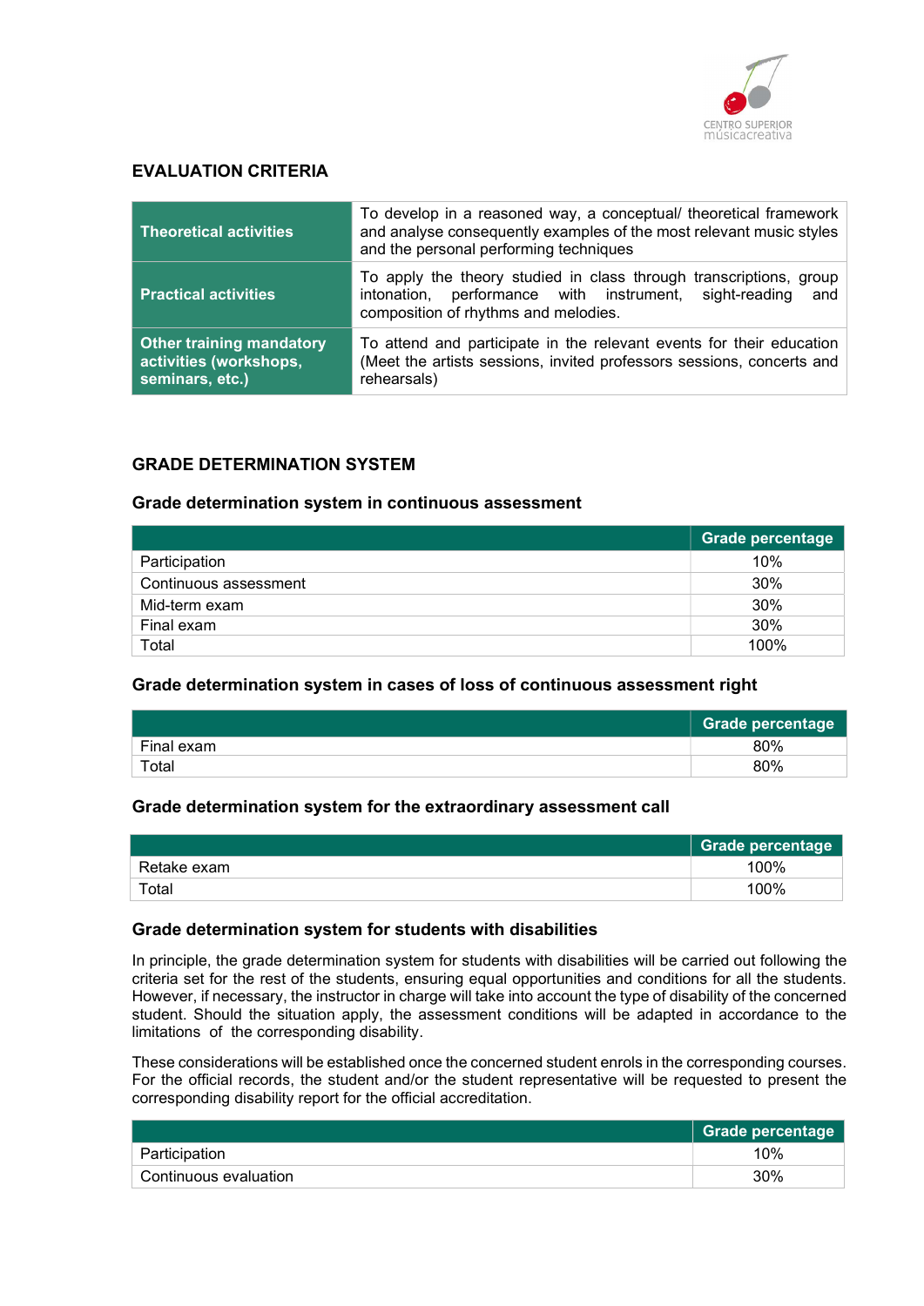## EVALUATION CRITERIA

| | |
|---|---|
| **Theoretical activities** | To develop in a reasoned way, a conceptual/ theoretical framework and analyse consequently examples of the most relevant music styles and the personal performing techniques |
| **Practical activities** | To apply the theory studied in class through transcriptions, group intonation, performance with instrument, sight-reading and composition of rhythms and melodies. |
| **Other training mandatory activities (workshops, seminars, etc.)** | To attend and participate in the relevant events for their education (Meet the artists sessions, invited professors sessions, concerts and rehearsals) |

## GRADE DETERMINATION SYSTEM

### Grade determination system in continuous assessment

| | Grade percentage |
|---|---|
| Participation | 10% |
| Continuous assessment | 30% |
| Mid-term exam | 30% |
| Final exam | 30% |
| Total | 100% |

### Grade determination system in cases of loss of continuous assessment right

| | Grade percentage |
|---|---|
| Final exam | 80% |
| Total | 80% |

### Grade determination system for the extraordinary assessment call

| | Grade percentage |
|---|---|
| Retake exam | 100% |
| Total | 100% |

### Grade determination system for students with disabilities

In principle, the grade determination system for students with disabilities will be carried out following the criteria set for the rest of the students, ensuring equal opportunities and conditions for all the students. However, if necessary, the instructor in charge will take into account the type of disability of the concerned student. Should the situation apply, the assessment conditions will be adapted in accordance to the limitations of the corresponding disability.

These considerations will be established once the concerned student enrols in the corresponding courses. For the official records, the student and/or the student representative will be requested to present the corresponding disability report for the official accreditation.

| | Grade percentage |
|---|---|
| Participation | 10% |
| Continuous evaluation | 30% |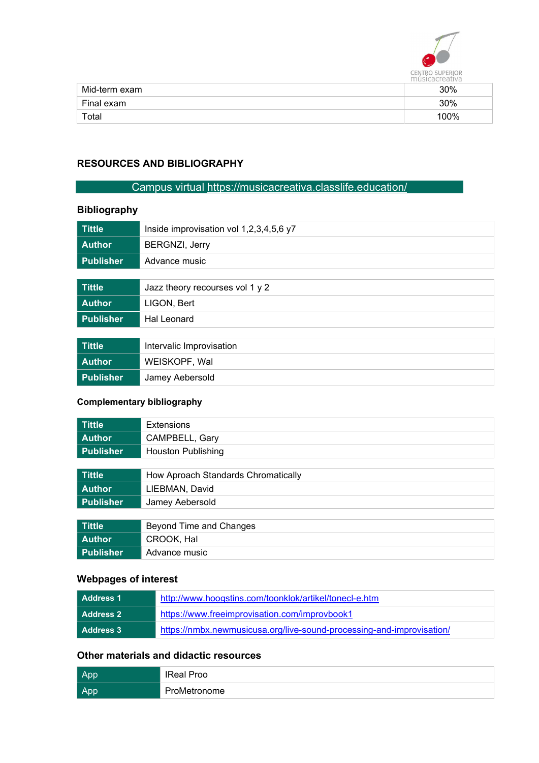| Mid-term exam | 30% |
|---|---|
| Final exam | 30% |
| Total | 100% |

## RESOURCES AND BIBLIOGRAPHY

Campus virtual https://musicacreativa.classlife.education/

### Bibliography

| Tittle | Inside improvisation vol 1,2,3,4,5,6 y7 |
|---|---|
| Author | BERGNZI, Jerry |
| Publisher | Advance music |

| Tittle | Jazz theory recourses vol 1 y 2 |
|---|---|
| Author | LIGON, Bert |
| Publisher | Hal Leonard |

| Tittle | Intervalic Improvisation |
|---|---|
| Author | WEISKOPF, Wal |
| Publisher | Jamey Aebersold |

### Complementary bibliography

| Tittle | Extensions |
|---|---|
| Author | CAMPBELL, Gary |
| Publisher | Houston Publishing |

| Tittle | How Aproach Standards Chromatically |
|---|---|
| Author | LIEBMAN, David |
| Publisher | Jamey Aebersold |

| Tittle | Beyond Time and Changes |
|---|---|
| Author | CROOK, Hal |
| Publisher | Advance music |

### Webpages of interest

| Address 1 | http://www.hoogstins.com/toonklok/artikel/tonecl-e.htm |
|---|---|
| Address 2 | https://www.freeimprovisation.com/improvbook1 |
| Address 3 | https://nmbx.newmusicusa.org/live-sound-processing-and-improvisation/ |

### Other materials and didactic resources

| App | IReal Proo |
|---|---|
| App | ProMetronome |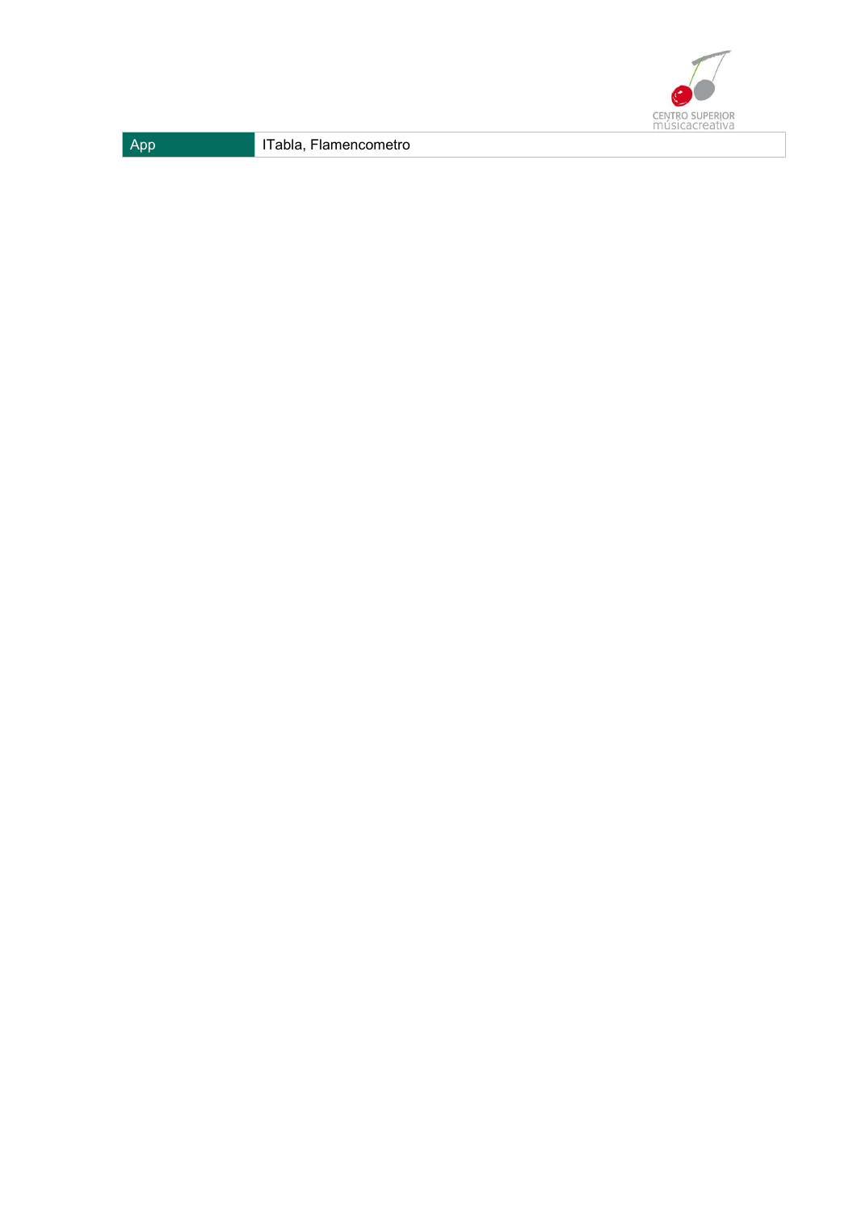| | |
|---|---|
| App | ITabla, Flamencometro |